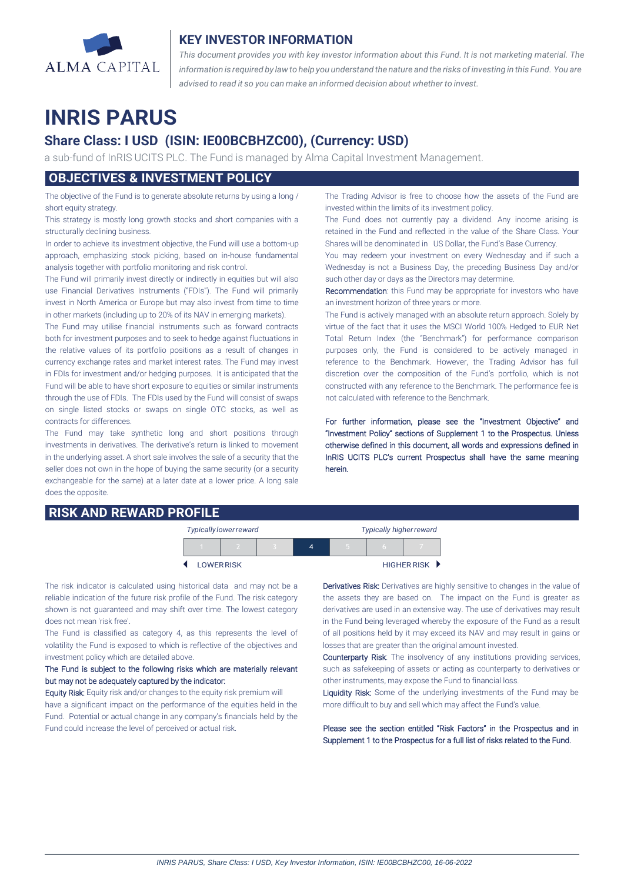ALMA CAPITAL

## KEY INVESTOR INFORMATION

*This document provides you with key investor information about this Fund. It is not marketing material. The information is required by law to help you understand the nature and the risks of investing in this Fund. You are advised to read it so you can make an informed decision about whether to invest.*

# INRIS PARUS

## Share Class: I USD (ISIN: IE00BCBHZC00), (Currency: USD)

a sub-fund of InRIS UCITS PLC. The Fund is managed by Alma Capital Investment Management.

## OBJECTIVES & INVESTMENT POLICY

The objective of the Fund is to generate absolute returns by using a long / short equity strategy.

This strategy is mostly long growth stocks and short companies with a structurally declining business.

In order to achieve its investment objective, the Fund will use a bottom-up approach, emphasizing stock picking, based on in-house fundamental analysis together with portfolio monitoring and risk control.

The Fund will primarily invest directly or indirectly in equities but will also use Financial Derivatives Instruments ("FDIs"). The Fund will primarily invest in North America or Europe but may also invest from time to time in other markets (including up to 20% of its NAV in emerging markets).

The Fund may utilise financial instruments such as forward contracts both for investment purposes and to seek to hedge against fluctuations in the relative values of its portfolio positions as a result of changes in currency exchange rates and market interest rates. The Fund may invest in FDIs for investment and/or hedging purposes. It is anticipated that the Fund will be able to have short exposure to equities or similar instruments through the use of FDIs. The FDIs used by the Fund will consist of swaps on single listed stocks or swaps on single OTC stocks, as well as contracts for differences.

The Fund may take synthetic long and short positions through investments in derivatives. The derivative's return is linked to movement in the underlying asset. A short sale involves the sale of a security that the seller does not own in the hope of buying the same security (or a security exchangeable for the same) at a later date at a lower price. A long sale does the opposite.

The Trading Advisor is free to choose how the assets of the Fund are invested within the limits of its investment policy.

The Fund does not currently pay a dividend. Any income arising is retained in the Fund and reflected in the value of the Share Class. Your Shares will be denominated in US Dollar, the Fund's Base Currency.

You may redeem your investment on every Wednesday and if such a Wednesday is not a Business Day, the preceding Business Day and/or such other day or days as the Directors may determine.

**Recommendation**: this Fund may be appropriate for investors who have an investment horizon of three years or more.

The Fund is actively managed with an absolute return approach. Solely by virtue of the fact that it uses the MSCI World 100% Hedged to EUR Net Total Return Index (the "Benchmark") for performance comparison purposes only, the Fund is considered to be actively managed in reference to the Benchmark. However, the Trading Advisor has full discretion over the composition of the Fund's portfolio, which is not constructed with any reference to the Benchmark. The performance fee is not calculated with reference to the Benchmark.

For further information, please see the "Investment Objective" and "Investment Policy" sections of Supplement 1 to the Prospectus. Unless otherwise defined in this document, all words and expressions defined in InRIS UCITS PLC's current Prospectus shall have the same meaning herein.

## RISK AND REWARD PROFILE

| *Typically lower reward* | | | | | | *Typically higher reward* |
|---|---|---|---|---|---|---|
| 1 | 2 | 3 | **4** | 5 | 6 | 7 |
| ◄ LOWER RISK | | | | | | HIGHER RISK ► |

The risk indicator is calculated using historical data and may not be a reliable indication of the future risk profile of the Fund. The risk category shown is not guaranteed and may shift over time. The lowest category does not mean 'risk free'.

The Fund is classified as category 4, as this represents the level of volatility the Fund is exposed to which is reflective of the objectives and investment policy which are detailed above.

The Fund is subject to the following risks which are materially relevant but may not be adequately captured by the indicator:

**Equity Risk:** Equity risk and/or changes to the equity risk premium will have a significant impact on the performance of the equities held in the Fund. Potential or actual change in any company's financials held by the Fund could increase the level of perceived or actual risk.

**Derivatives Risk:** Derivatives are highly sensitive to changes in the value of the assets they are based on. The impact on the Fund is greater as derivatives are used in an extensive way. The use of derivatives may result in the Fund being leveraged whereby the exposure of the Fund as a result of all positions held by it may exceed its NAV and may result in gains or losses that are greater than the original amount invested.

**Counterparty Risk**: The insolvency of any institutions providing services, such as safekeeping of assets or acting as counterparty to derivatives or other instruments, may expose the Fund to financial loss.

**Liquidity Risk:** Some of the underlying investments of the Fund may be more difficult to buy and sell which may affect the Fund's value.

Please see the section entitled "Risk Factors" in the Prospectus and in Supplement 1 to the Prospectus for a full list of risks related to the Fund.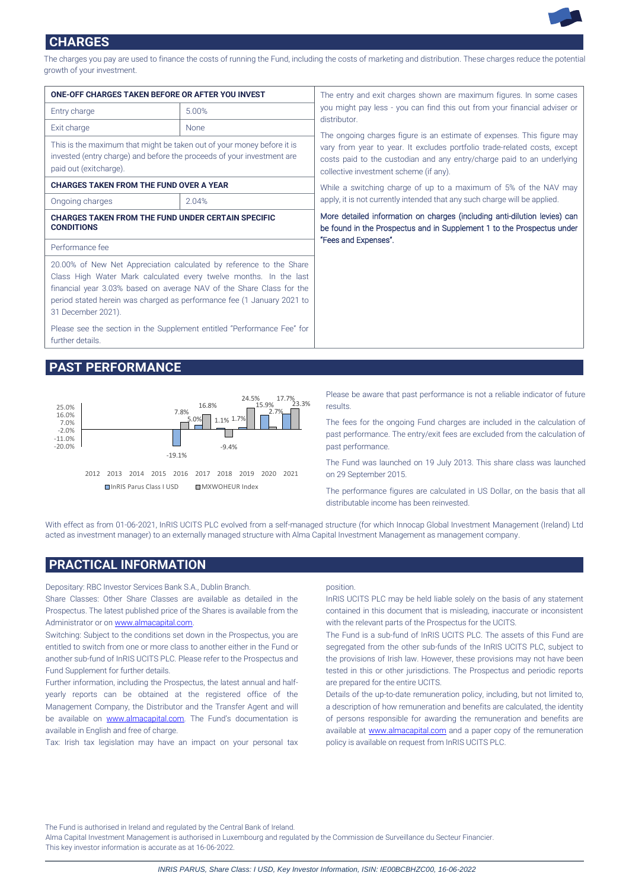## CHARGES

The charges you pay are used to finance the costs of running the Fund, including the costs of marketing and distribution. These charges reduce the potential growth of your investment.

| ONE-OFF CHARGES TAKEN BEFORE OR AFTER YOU INVEST | |
|---|---|
| Entry charge | 5.00% |
| Exit charge | None |
| This is the maximum that might be taken out of your money before it is invested (entry charge) and before the proceeds of your investment are paid out (exitcharge). | |
| **CHARGES TAKEN FROM THE FUND OVER A YEAR** | |
| Ongoing charges | 2.04% |
| **CHARGES TAKEN FROM THE FUND UNDER CERTAIN SPECIFIC CONDITIONS** | |
| Performance fee | |
| 20.00% of New Net Appreciation calculated by reference to the Share Class High Water Mark calculated every twelve months. In the last financial year 3.03% based on average NAV of the Share Class for the period stated herein was charged as performance fee (1 January 2021 to 31 December 2021). Please see the section in the Supplement entitled "Performance Fee" for further details. | |

The entry and exit charges shown are maximum figures. In some cases you might pay less - you can find this out from your financial adviser or distributor.

The ongoing charges figure is an estimate of expenses. This figure may vary from year to year. It excludes portfolio trade-related costs, except costs paid to the custodian and any entry/charge paid to an underlying collective investment scheme (if any).

While a switching charge of up to a maximum of 5% of the NAV may apply, it is not currently intended that any such charge will be applied.

More detailed information on charges (including anti-dilution levies) can be found in the Prospectus and in Supplement 1 to the Prospectus under "Fees and Expenses".

## PAST PERFORMANCE

25.0%
16.0%
7.0%
-2.0%
-11.0%
-20.0%

-19.1% 7.8% 5.0% 16.8% 1.1% -9.4% 1.7% 24.5% 15.9% 2.7% 17.7% 23.3%

2012 2013 2014 2015 2016 2017 2018 2019 2020 2021

InRIS Parus Class I USD MXWOHEUR Index

Please be aware that past performance is not a reliable indicator of future results.

The fees for the ongoing Fund charges are included in the calculation of past performance. The entry/exit fees are excluded from the calculation of past performance.

The Fund was launched on 19 July 2013. This share class was launched on 29 September 2015.

The performance figures are calculated in US Dollar, on the basis that all distributable income has been reinvested.

With effect as from 01-06-2021, InRIS UCITS PLC evolved from a self-managed structure (for which Innocap Global Investment Management (Ireland) Ltd acted as investment manager) to an externally managed structure with Alma Capital Investment Management as management company.

## PRACTICAL INFORMATION

Depositary: RBC Investor Services Bank S.A., Dublin Branch.

Share Classes: Other Share Classes are available as detailed in the Prospectus. The latest published price of the Shares is available from the Administrator or on www.almacapital.com.

Switching: Subject to the conditions set down in the Prospectus, you are entitled to switch from one or more class to another either in the Fund or another sub-fund of InRIS UCITS PLC. Please refer to the Prospectus and Fund Supplement for further details.

Further information, including the Prospectus, the latest annual and half-yearly reports can be obtained at the registered office of the Management Company, the Distributor and the Transfer Agent and will be available on www.almacapital.com. The Fund's documentation is available in English and free of charge.

Tax: Irish tax legislation may have an impact on your personal tax position.

InRIS UCITS PLC may be held liable solely on the basis of any statement contained in this document that is misleading, inaccurate or inconsistent with the relevant parts of the Prospectus for the UCITS.

The Fund is a sub-fund of InRIS UCITS PLC. The assets of this Fund are segregated from the other sub-funds of the InRIS UCITS PLC, subject to the provisions of Irish law. However, these provisions may not have been tested in this or other jurisdictions. The Prospectus and periodic reports are prepared for the entire UCITS.

Details of the up-to-date remuneration policy, including, but not limited to, a description of how remuneration and benefits are calculated, the identity of persons responsible for awarding the remuneration and benefits are available at www.almacapital.com and a paper copy of the remuneration policy is available on request from InRIS UCITS PLC.

The Fund is authorised in Ireland and regulated by the Central Bank of Ireland.
Alma Capital Investment Management is authorised in Luxembourg and regulated by the Commission de Surveillance du Secteur Financier.
This key investor information is accurate as at 16-06-2022.